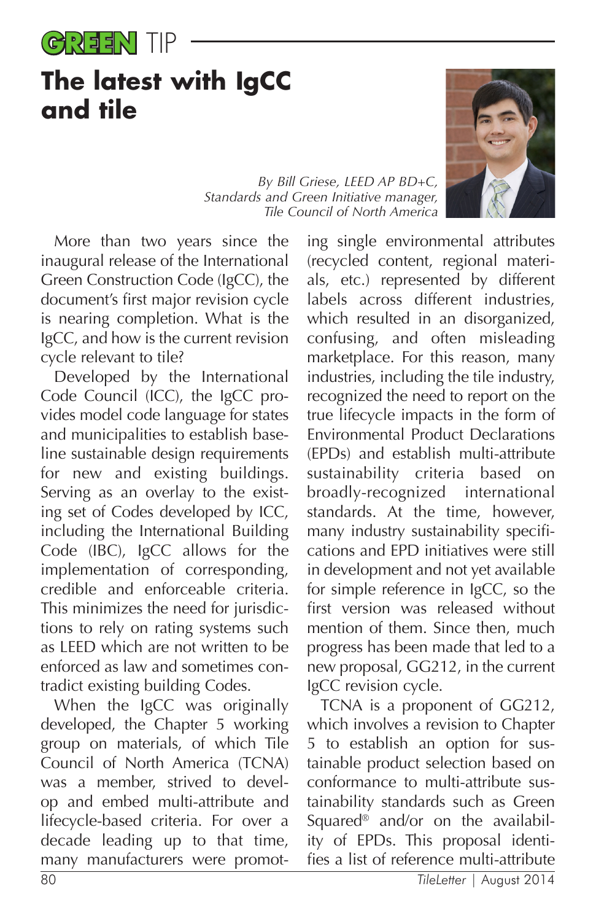GREEN TIP

# The latest with IgCC and tile

*By Bill Griese, LEED AP BD+C, Standards and Green Initiative manager, Tile Council of North America*

More than two years since the inaugural release of the International Green Construction Code (IgCC), the document's first major revision cycle is nearing completion. What is the IgCC, and how is the current revision cycle relevant to tile?

Developed by the International Code Council (ICC), the IgCC provides model code language for states and municipalities to establish baseline sustainable design requirements for new and existing buildings. Serving as an overlay to the existing set of Codes developed by ICC, including the International Building Code (IBC), IgCC allows for the implementation of corresponding, credible and enforceable criteria. This minimizes the need for jurisdictions to rely on rating systems such as LEED which are not written to be enforced as law and sometimes contradict existing building Codes.

When the IgCC was originally developed, the Chapter 5 working group on materials, of which Tile Council of North America (TCNA) was a member, strived to develop and embed multi-attribute and lifecycle-based criteria. For over a decade leading up to that time, many manufacturers were promoting single environmental attributes (recycled content, regional materials, etc.) represented by different labels across different industries, which resulted in an disorganized, confusing, and often misleading marketplace. For this reason, many industries, including the tile industry, recognized the need to report on the true lifecycle impacts in the form of Environmental Product Declarations (EPDs) and establish multi-attribute sustainability criteria based on broadly-recognized international standards. At the time, however, many industry sustainability specifications and EPD initiatives were still in development and not yet available for simple reference in IgCC, so the first version was released without mention of them. Since then, much progress has been made that led to a new proposal, GG212, in the current IgCC revision cycle.

TCNA is a proponent of GG212, which involves a revision to Chapter 5 to establish an option for sustainable product selection based on conformance to multi-attribute sustainability standards such as Green Squared® and/or on the availability of EPDs. This proposal identifies a list of reference multi-attribute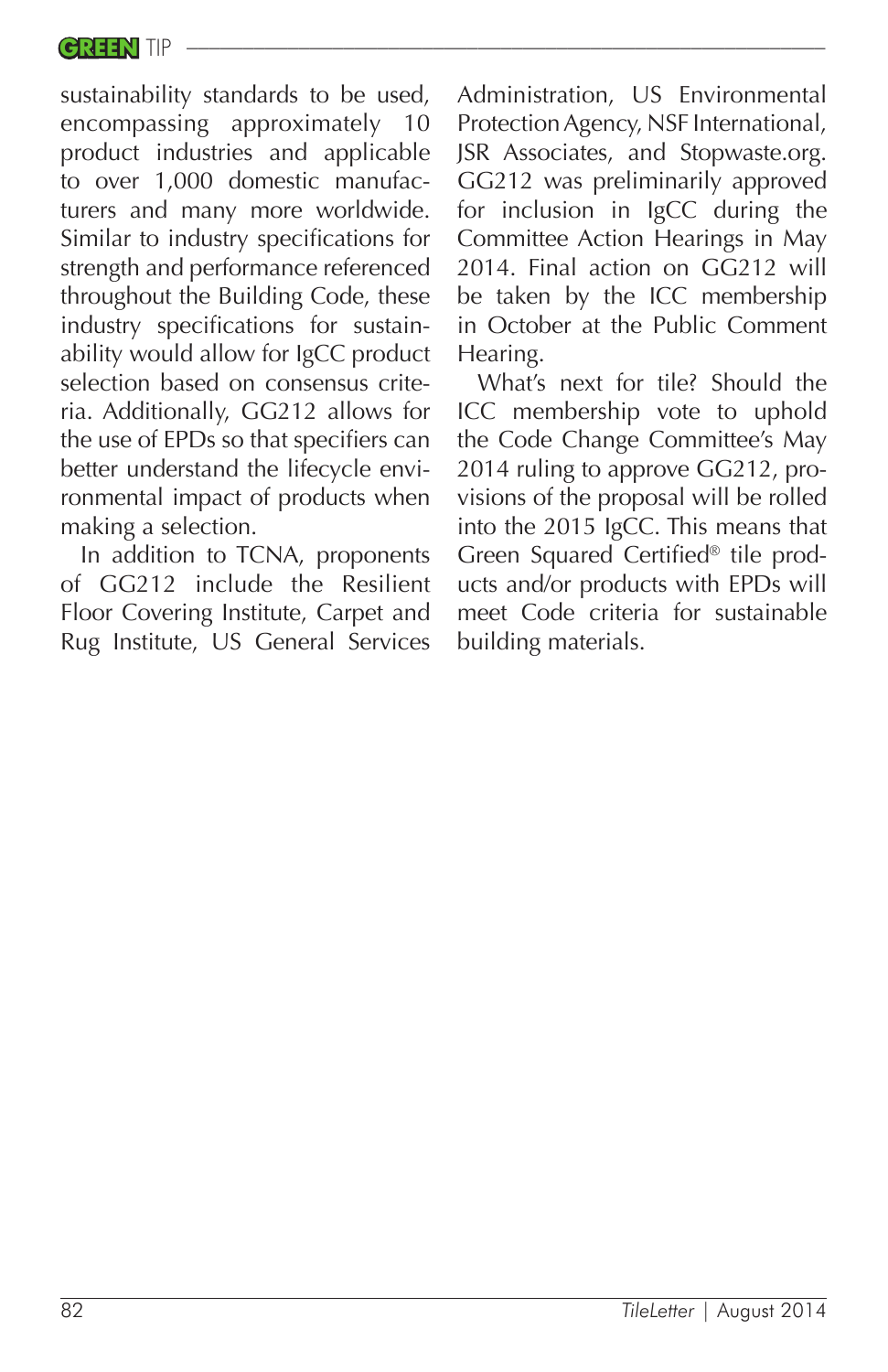sustainability standards to be used, encompassing approximately 10 product industries and applicable to over 1,000 domestic manufacturers and many more worldwide. Similar to industry specifications for strength and performance referenced throughout the Building Code, these industry specifications for sustainability would allow for IgCC product selection based on consensus criteria. Additionally, GG212 allows for the use of EPDs so that specifiers can better understand the lifecycle environmental impact of products when making a selection.

In addition to TCNA, proponents of GG212 include the Resilient Floor Covering Institute, Carpet and Rug Institute, US General Services Administration, US Environmental Protection Agency, NSF International, JSR Associates, and Stopwaste.org. GG212 was preliminarily approved for inclusion in IgCC during the Committee Action Hearings in May 2014. Final action on GG212 will be taken by the ICC membership in October at the Public Comment Hearing.

What's next for tile? Should the ICC membership vote to uphold the Code Change Committee's May 2014 ruling to approve GG212, provisions of the proposal will be rolled into the 2015 IgCC. This means that Green Squared Certified® tile products and/or products with EPDs will meet Code criteria for sustainable building materials.